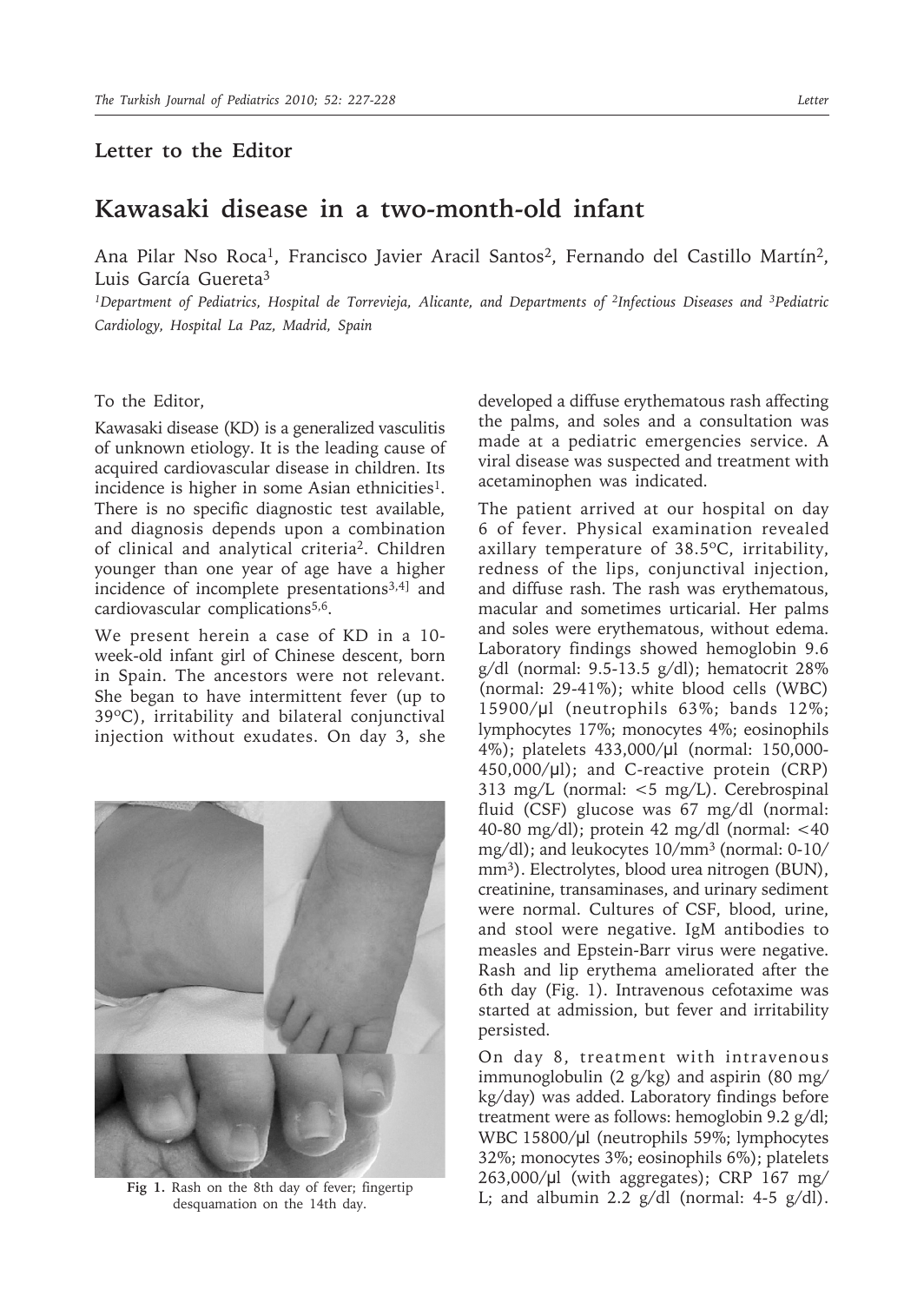**Letter to the Editor**

# Kawasaki disease in a two-month-old infant

Ana Pilar Nso Roca[1], Francisco Javier Aracil Santos[2], Fernando del Castillo Martín[2], Luis García Guereta[3]

*[1]Department of Pediatrics, Hospital de Torrevieja, Alicante, and Departments of [2]Infectious Diseases and [3]Pediatric Cardiology, Hospital La Paz, Madrid, Spain*

To the Editor,

Kawasaki disease (KD) is a generalized vasculitis of unknown etiology. It is the leading cause of acquired cardiovascular disease in children. Its incidence is higher in some Asian ethnicities[1]. There is no specific diagnostic test available, and diagnosis depends upon a combination of clinical and analytical criteria[2]. Children younger than one year of age have a higher incidence of incomplete presentations[3,4] and cardiovascular complications[5,6].

We present herein a case of KD in a 10-week-old infant girl of Chinese descent, born in Spain. The ancestors were not relevant. She began to have intermittent fever (up to 39ºC), irritability and bilateral conjunctival injection without exudates. On day 3, she developed a diffuse erythematous rash affecting the palms, and soles and a consultation was made at a pediatric emergencies service. A viral disease was suspected and treatment with acetaminophen was indicated.

Fig 1. Rash on the 8th day of fever; fingertip desquamation on the 14th day.

The patient arrived at our hospital on day 6 of fever. Physical examination revealed axillary temperature of 38.5ºC, irritability, redness of the lips, conjunctival injection, and diffuse rash. The rash was erythematous, macular and sometimes urticarial. Her palms and soles were erythematous, without edema. Laboratory findings showed hemoglobin 9.6 g/dl (normal: 9.5-13.5 g/dl); hematocrit 28% (normal: 29-41%); white blood cells (WBC) 15900/µl (neutrophils 63%; bands 12%; lymphocytes 17%; monocytes 4%; eosinophils 4%); platelets 433,000/µl (normal: 150,000-450,000/µl); and C-reactive protein (CRP) 313 mg/L (normal: <5 mg/L). Cerebrospinal fluid (CSF) glucose was 67 mg/dl (normal: 40-80 mg/dl); protein 42 mg/dl (normal: <40 mg/dl); and leukocytes 10/mm$^3$ (normal: 0-10/mm$^3$). Electrolytes, blood urea nitrogen (BUN), creatinine, transaminases, and urinary sediment were normal. Cultures of CSF, blood, urine, and stool were negative. IgM antibodies to measles and Epstein-Barr virus were negative. Rash and lip erythema ameliorated after the 6th day (Fig. 1). Intravenous cefotaxime was started at admission, but fever and irritability persisted.

On day 8, treatment with intravenous immunoglobulin (2 g/kg) and aspirin (80 mg/kg/day) was added. Laboratory findings before treatment were as follows: hemoglobin 9.2 g/dl; WBC 15800/µl (neutrophils 59%; lymphocytes 32%; monocytes 3%; eosinophils 6%); platelets 263,000/µl (with aggregates); CRP 167 mg/L; and albumin 2.2 g/dl (normal: 4-5 g/dl).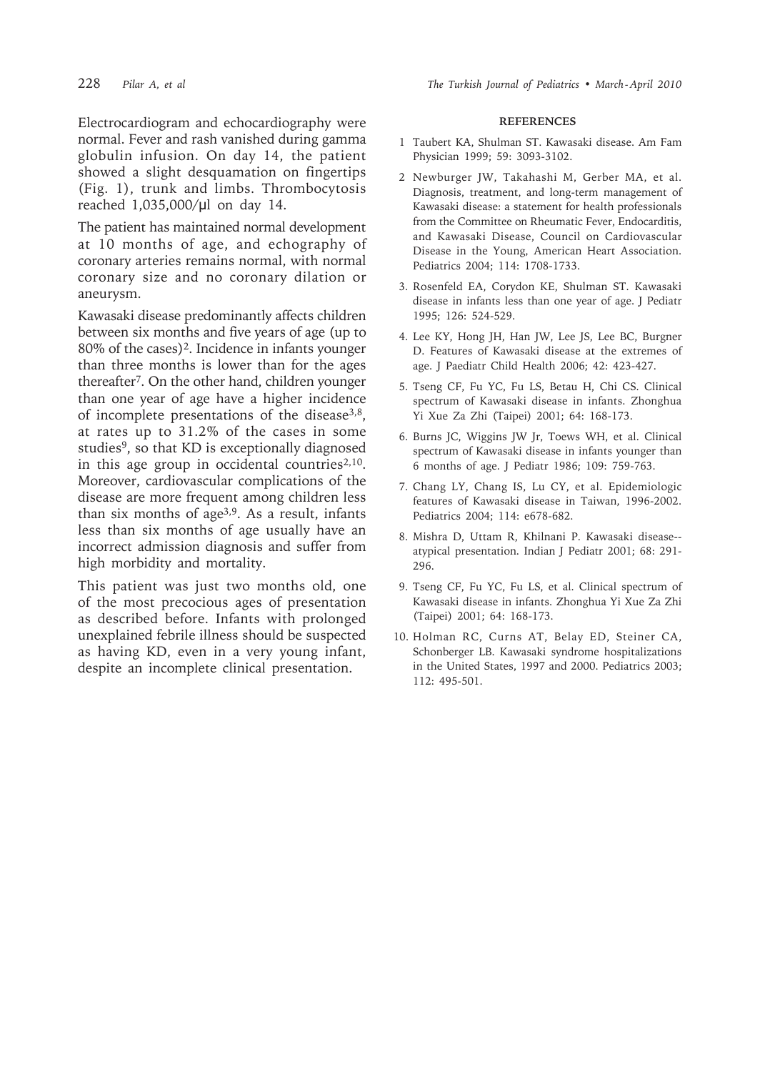Electrocardiogram and echocardiography were normal. Fever and rash vanished during gamma globulin infusion. On day 14, the patient showed a slight desquamation on fingertips (Fig. 1), trunk and limbs. Thrombocytosis reached 1,035,000/μl on day 14.

The patient has maintained normal development at 10 months of age, and echography of coronary arteries remains normal, with normal coronary size and no coronary dilation or aneurysm.

Kawasaki disease predominantly affects children between six months and five years of age (up to 80% of the cases)[2]. Incidence in infants younger than three months is lower than for the ages thereafter[7]. On the other hand, children younger than one year of age have a higher incidence of incomplete presentations of the disease[3,8], at rates up to 31.2% of the cases in some studies[9], so that KD is exceptionally diagnosed in this age group in occidental countries[2,10]. Moreover, cardiovascular complications of the disease are more frequent among children less than six months of age[3,9]. As a result, infants less than six months of age usually have an incorrect admission diagnosis and suffer from high morbidity and mortality.

This patient was just two months old, one of the most precocious ages of presentation as described before. Infants with prolonged unexplained febrile illness should be suspected as having KD, even in a very young infant, despite an incomplete clinical presentation.

## REFERENCES

1. Taubert KA, Shulman ST. Kawasaki disease. Am Fam Physician 1999; 59: 3093-3102.
2. Newburger JW, Takahashi M, Gerber MA, et al. Diagnosis, treatment, and long-term management of Kawasaki disease: a statement for health professionals from the Committee on Rheumatic Fever, Endocarditis, and Kawasaki Disease, Council on Cardiovascular Disease in the Young, American Heart Association. Pediatrics 2004; 114: 1708-1733.
3. Rosenfeld EA, Corydon KE, Shulman ST. Kawasaki disease in infants less than one year of age. J Pediatr 1995; 126: 524-529.
4. Lee KY, Hong JH, Han JW, Lee JS, Lee BC, Burgner D. Features of Kawasaki disease at the extremes of age. J Paediatr Child Health 2006; 42: 423-427.
5. Tseng CF, Fu YC, Fu LS, Betau H, Chi CS. Clinical spectrum of Kawasaki disease in infants. Zhonghua Yi Xue Za Zhi (Taipei) 2001; 64: 168-173.
6. Burns JC, Wiggins JW Jr, Toews WH, et al. Clinical spectrum of Kawasaki disease in infants younger than 6 months of age. J Pediatr 1986; 109: 759-763.
7. Chang LY, Chang IS, Lu CY, et al. Epidemiologic features of Kawasaki disease in Taiwan, 1996-2002. Pediatrics 2004; 114: e678-682.
8. Mishra D, Uttam R, Khilnani P. Kawasaki disease--atypical presentation. Indian J Pediatr 2001; 68: 291-296.
9. Tseng CF, Fu YC, Fu LS, et al. Clinical spectrum of Kawasaki disease in infants. Zhonghua Yi Xue Za Zhi (Taipei) 2001; 64: 168-173.
10. Holman RC, Curns AT, Belay ED, Steiner CA, Schonberger LB. Kawasaki syndrome hospitalizations in the United States, 1997 and 2000. Pediatrics 2003; 112: 495-501.